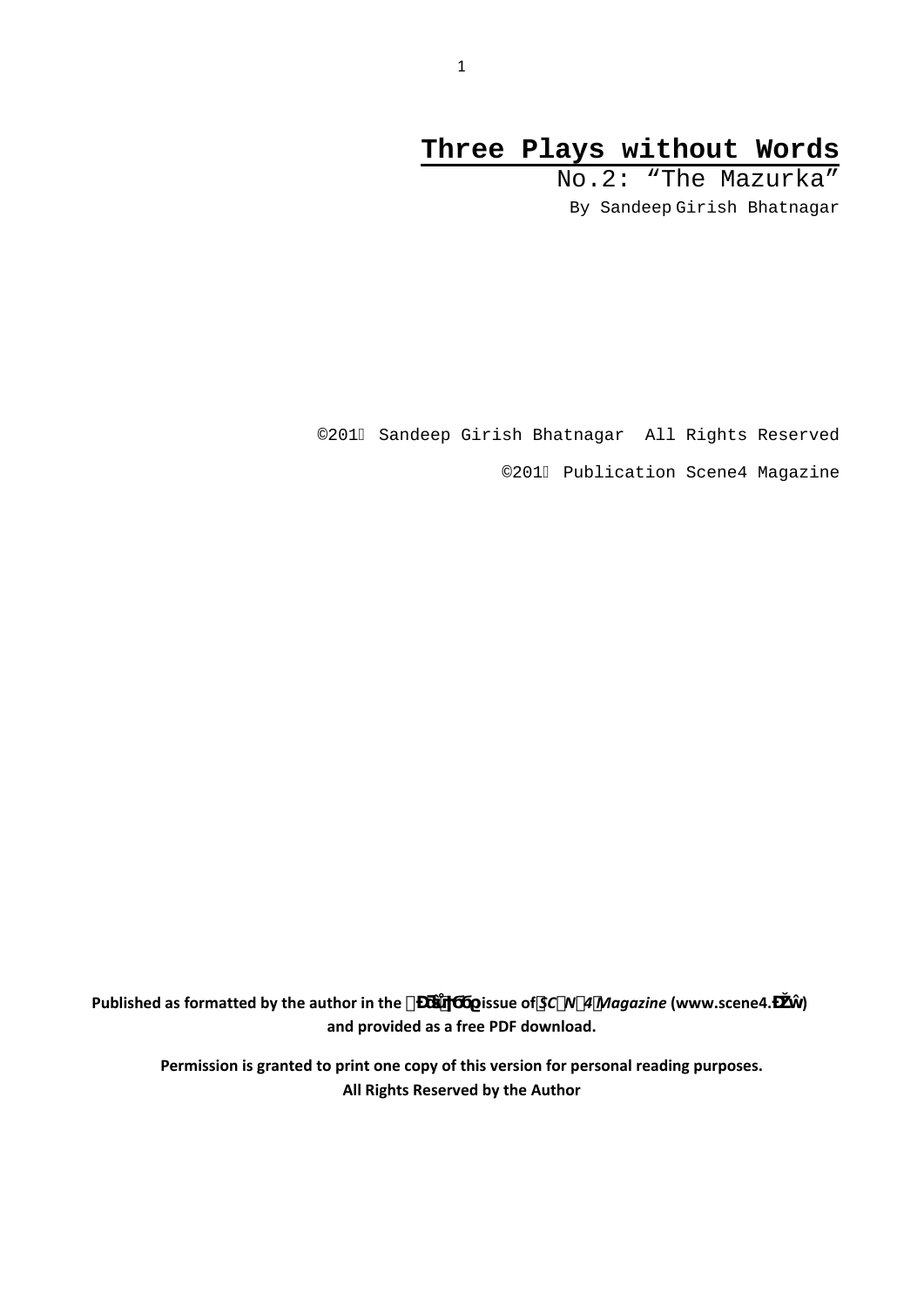# Three Plays without Words

No.2: "The Mazurka"

By Sandeep Girish Bhatnagar

©201 Sandeep Girish Bhatnagar All Rights Reserved

©201 Publication Scene4 Magazine

**Published as formatted by the author in the issue of *SCN4 Magazine* (www.scene4.) and provided as a free PDF download.**

**Permission is granted to print one copy of this version for personal reading purposes.**
**All Rights Reserved by the Author**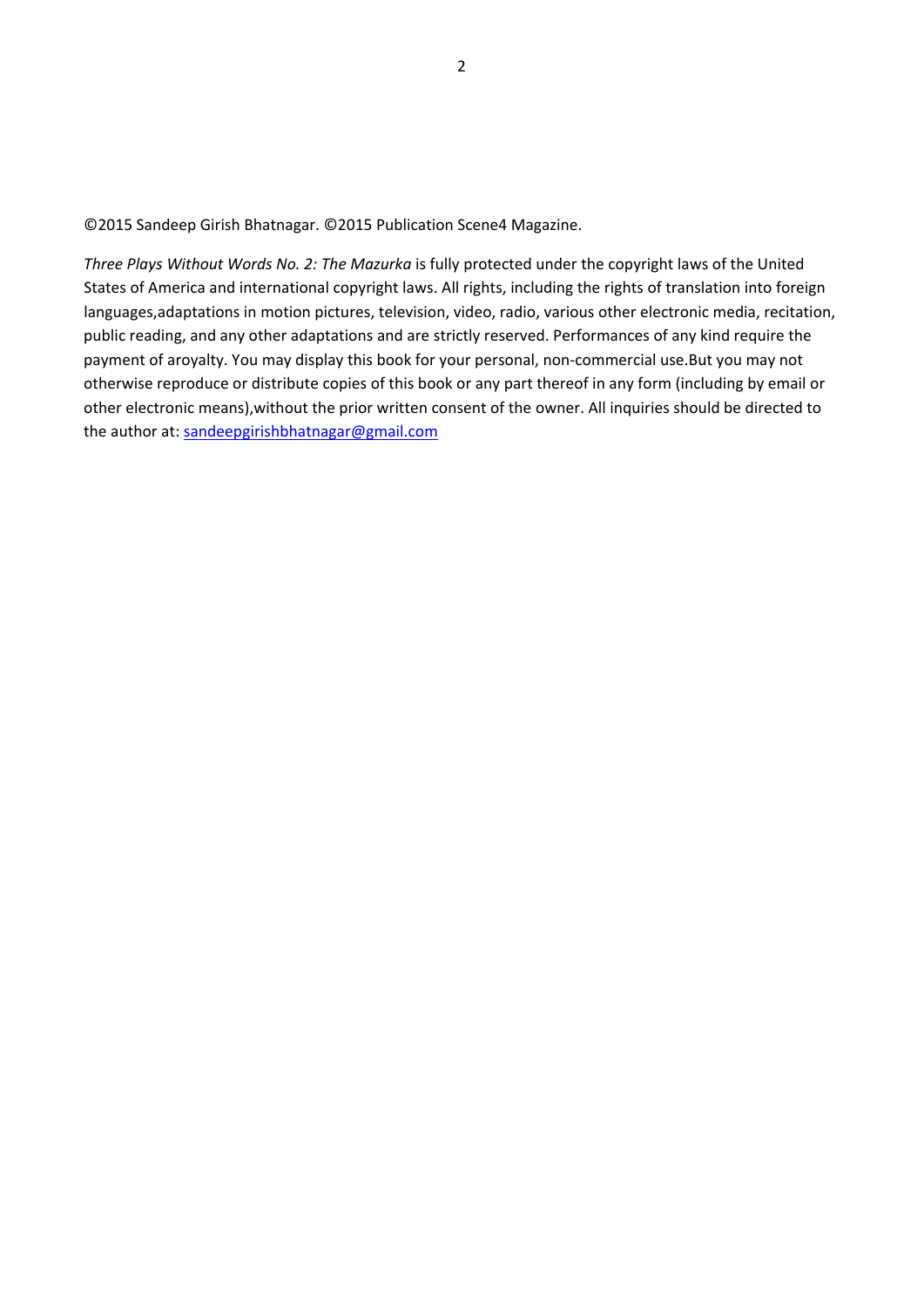©2015 Sandeep Girish Bhatnagar. ©2015 Publication Scene4 Magazine.

*Three Plays Without Words No. 2: The Mazurka* is fully protected under the copyright laws of the United States of America and international copyright laws. All rights, including the rights of translation into foreign languages,adaptations in motion pictures, television, video, radio, various other electronic media, recitation, public reading, and any other adaptations and are strictly reserved. Performances of any kind require the payment of aroyalty. You may display this book for your personal, non-commercial use.But you may not otherwise reproduce or distribute copies of this book or any part thereof in any form (including by email or other electronic means),without the prior written consent of the owner. All inquiries should be directed to the author at: sandeepgirishbhatnagar@gmail.com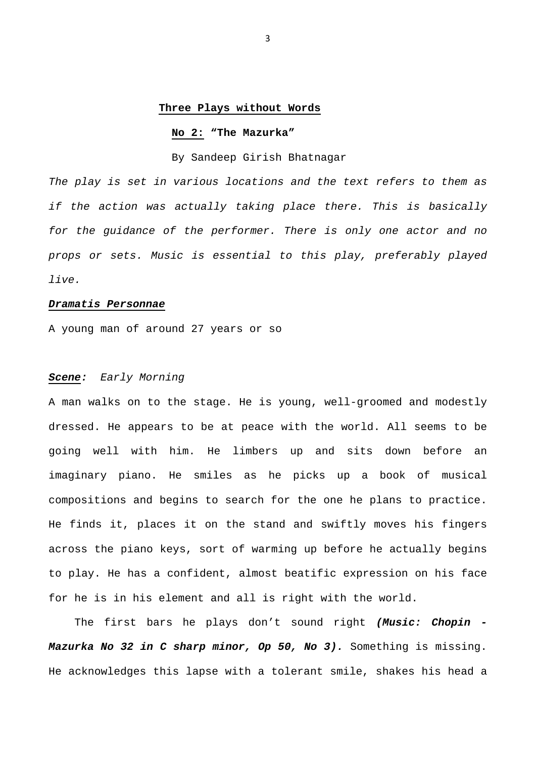**Three Plays without Words**

**No 2: "The Mazurka"**

By Sandeep Girish Bhatnagar

*The play is set in various locations and the text refers to them as if the action was actually taking place there. This is basically for the guidance of the performer. There is only one actor and no props or sets. Music is essential to this play, preferably played live.*

***Dramatis Personnae***

A young man of around 27 years or so

***Scene:*** *Early Morning*

A man walks on to the stage. He is young, well-groomed and modestly dressed. He appears to be at peace with the world. All seems to be going well with him. He limbers up and sits down before an imaginary piano. He smiles as he picks up a book of musical compositions and begins to search for the one he plans to practice. He finds it, places it on the stand and swiftly moves his fingers across the piano keys, sort of warming up before he actually begins to play. He has a confident, almost beatific expression on his face for he is in his element and all is right with the world.

The first bars he plays don't sound right ***(Music: Chopin - Mazurka No 32 in C sharp minor, Op 50, No 3).*** Something is missing. He acknowledges this lapse with a tolerant smile, shakes his head a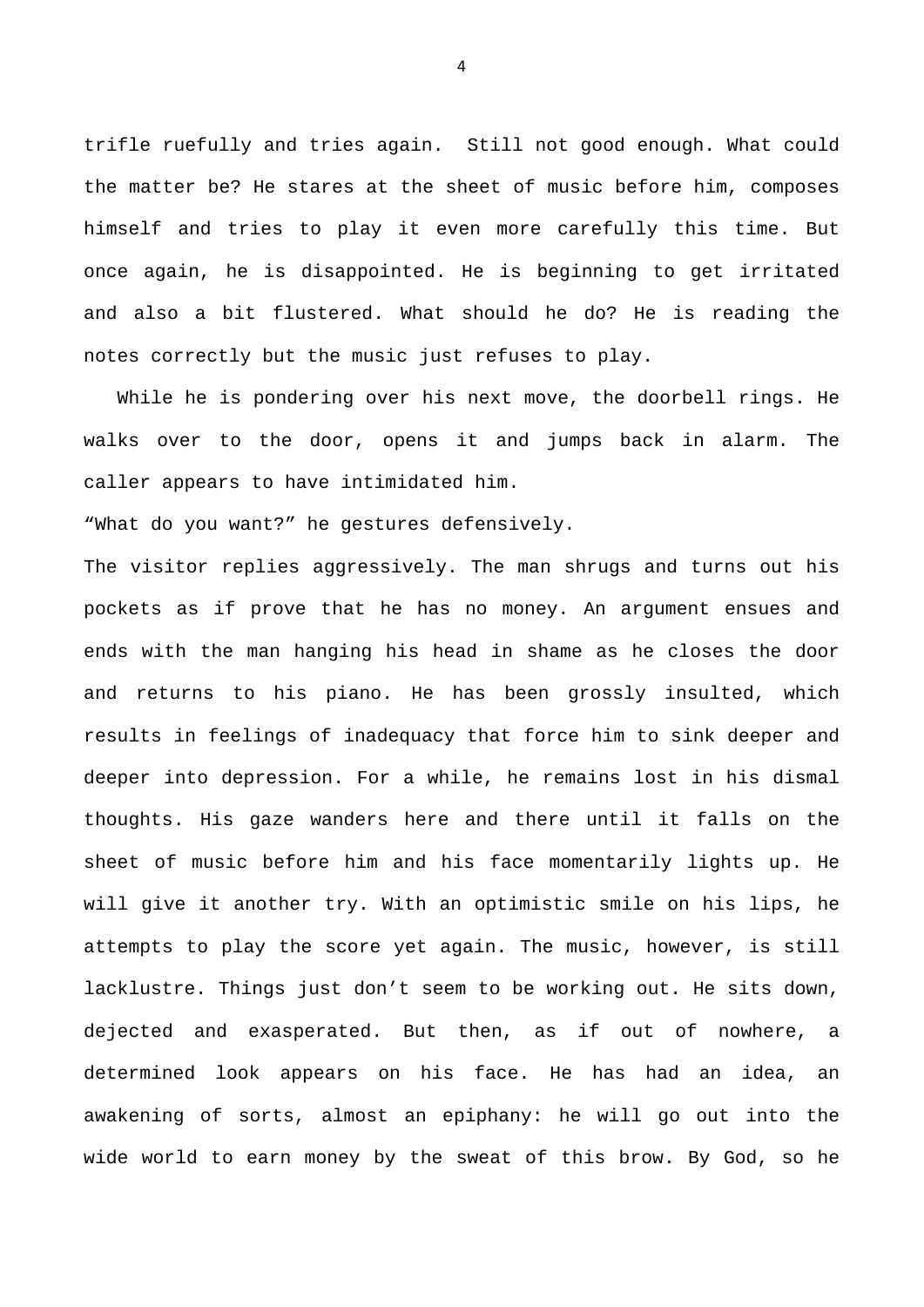trifle ruefully and tries again.  Still not good enough. What could the matter be? He stares at the sheet of music before him, composes himself and tries to play it even more carefully this time. But once again, he is disappointed. He is beginning to get irritated and also a bit flustered. What should he do? He is reading the notes correctly but the music just refuses to play.

While he is pondering over his next move, the doorbell rings. He walks over to the door, opens it and jumps back in alarm. The caller appears to have intimidated him.

“What do you want?” he gestures defensively.

The visitor replies aggressively. The man shrugs and turns out his pockets as if prove that he has no money. An argument ensues and ends with the man hanging his head in shame as he closes the door and returns to his piano. He has been grossly insulted, which results in feelings of inadequacy that force him to sink deeper and deeper into depression. For a while, he remains lost in his dismal thoughts. His gaze wanders here and there until it falls on the sheet of music before him and his face momentarily lights up. He will give it another try. With an optimistic smile on his lips, he attempts to play the score yet again. The music, however, is still lacklustre. Things just don’t seem to be working out. He sits down, dejected and exasperated. But then, as if out of nowhere, a determined look appears on his face. He has had an idea, an awakening of sorts, almost an epiphany: he will go out into the wide world to earn money by the sweat of this brow. By God, so he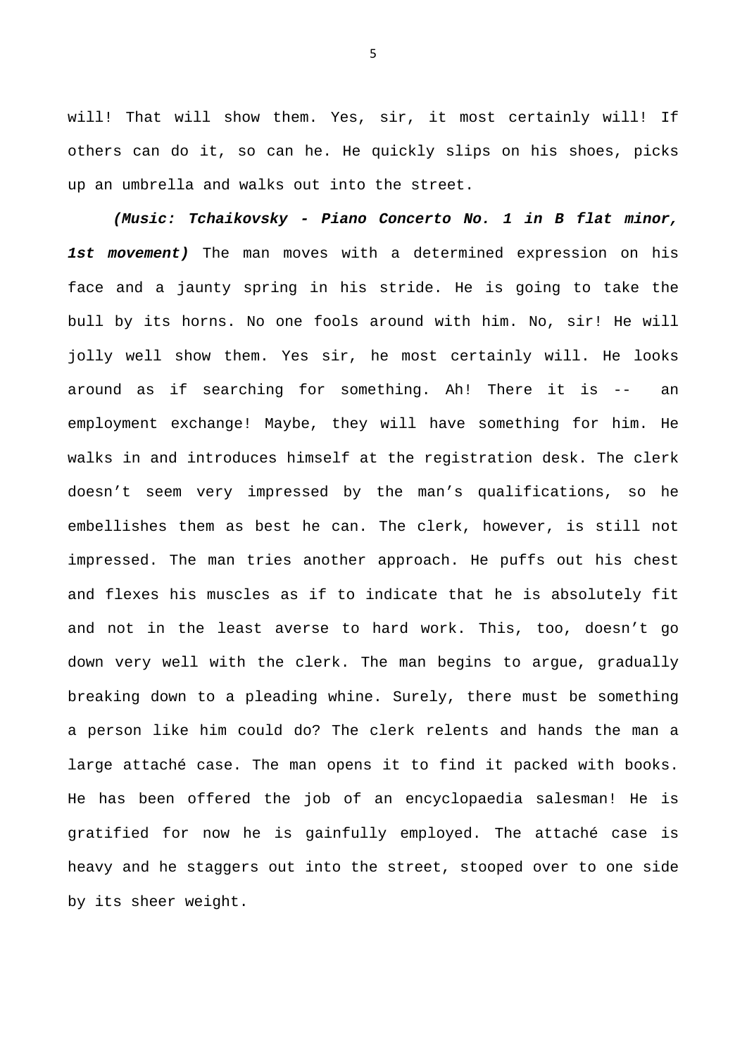will! That will show them. Yes, sir, it most certainly will! If others can do it, so can he. He quickly slips on his shoes, picks up an umbrella and walks out into the street.

***(Music: Tchaikovsky - Piano Concerto No. 1 in B flat minor, 1st movement)*** The man moves with a determined expression on his face and a jaunty spring in his stride. He is going to take the bull by its horns. No one fools around with him. No, sir! He will jolly well show them. Yes sir, he most certainly will. He looks around as if searching for something. Ah! There it is -- an employment exchange! Maybe, they will have something for him. He walks in and introduces himself at the registration desk. The clerk doesn't seem very impressed by the man's qualifications, so he embellishes them as best he can. The clerk, however, is still not impressed. The man tries another approach. He puffs out his chest and flexes his muscles as if to indicate that he is absolutely fit and not in the least averse to hard work. This, too, doesn't go down very well with the clerk. The man begins to argue, gradually breaking down to a pleading whine. Surely, there must be something a person like him could do? The clerk relents and hands the man a large attaché case. The man opens it to find it packed with books. He has been offered the job of an encyclopaedia salesman! He is gratified for now he is gainfully employed. The attaché case is heavy and he staggers out into the street, stooped over to one side by its sheer weight.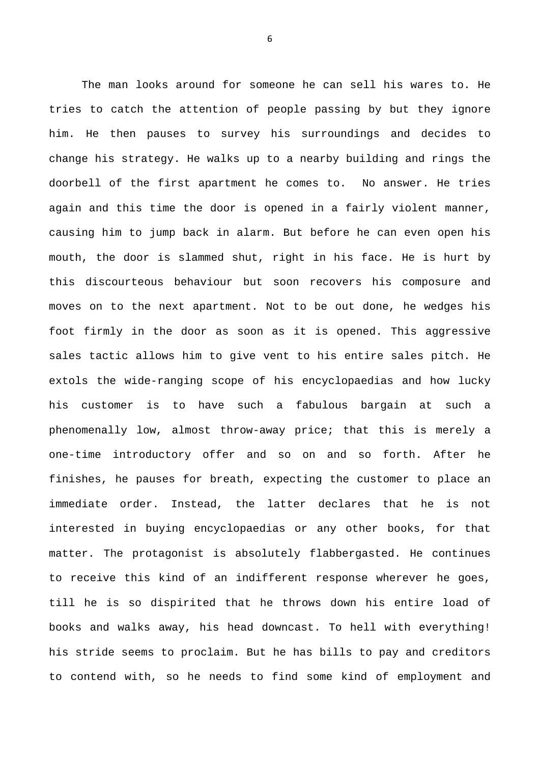The man looks around for someone he can sell his wares to. He tries to catch the attention of people passing by but they ignore him. He then pauses to survey his surroundings and decides to change his strategy. He walks up to a nearby building and rings the doorbell of the first apartment he comes to. No answer. He tries again and this time the door is opened in a fairly violent manner, causing him to jump back in alarm. But before he can even open his mouth, the door is slammed shut, right in his face. He is hurt by this discourteous behaviour but soon recovers his composure and moves on to the next apartment. Not to be out done, he wedges his foot firmly in the door as soon as it is opened. This aggressive sales tactic allows him to give vent to his entire sales pitch. He extols the wide-ranging scope of his encyclopaedias and how lucky his customer is to have such a fabulous bargain at such a phenomenally low, almost throw-away price; that this is merely a one-time introductory offer and so on and so forth. After he finishes, he pauses for breath, expecting the customer to place an immediate order. Instead, the latter declares that he is not interested in buying encyclopaedias or any other books, for that matter. The protagonist is absolutely flabbergasted. He continues to receive this kind of an indifferent response wherever he goes, till he is so dispirited that he throws down his entire load of books and walks away, his head downcast. To hell with everything! his stride seems to proclaim. But he has bills to pay and creditors to contend with, so he needs to find some kind of employment and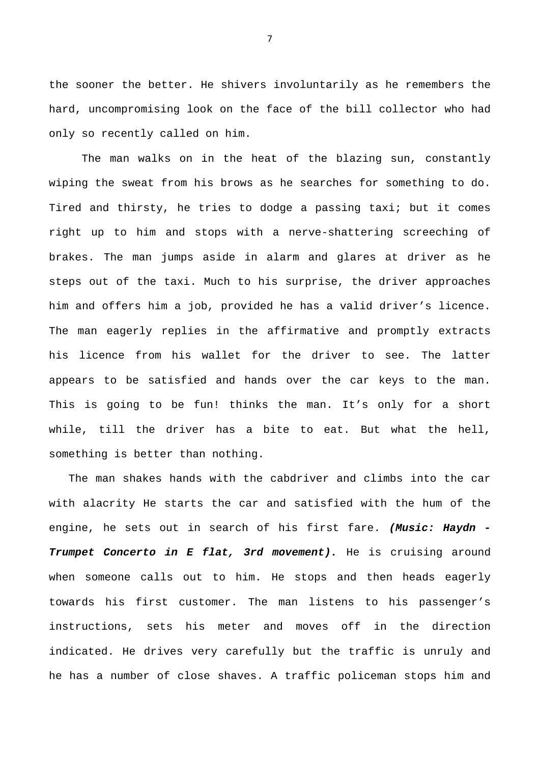the sooner the better. He shivers involuntarily as he remembers the hard, uncompromising look on the face of the bill collector who had only so recently called on him.

The man walks on in the heat of the blazing sun, constantly wiping the sweat from his brows as he searches for something to do. Tired and thirsty, he tries to dodge a passing taxi; but it comes right up to him and stops with a nerve-shattering screeching of brakes. The man jumps aside in alarm and glares at driver as he steps out of the taxi. Much to his surprise, the driver approaches him and offers him a job, provided he has a valid driver's licence. The man eagerly replies in the affirmative and promptly extracts his licence from his wallet for the driver to see. The latter appears to be satisfied and hands over the car keys to the man. This is going to be fun! thinks the man. It's only for a short while, till the driver has a bite to eat. But what the hell, something is better than nothing.

The man shakes hands with the cabdriver and climbs into the car with alacrity He starts the car and satisfied with the hum of the engine, he sets out in search of his first fare. ***(Music: Haydn - Trumpet Concerto in E flat, 3rd movement).*** He is cruising around when someone calls out to him. He stops and then heads eagerly towards his first customer. The man listens to his passenger's instructions, sets his meter and moves off in the direction indicated. He drives very carefully but the traffic is unruly and he has a number of close shaves. A traffic policeman stops him and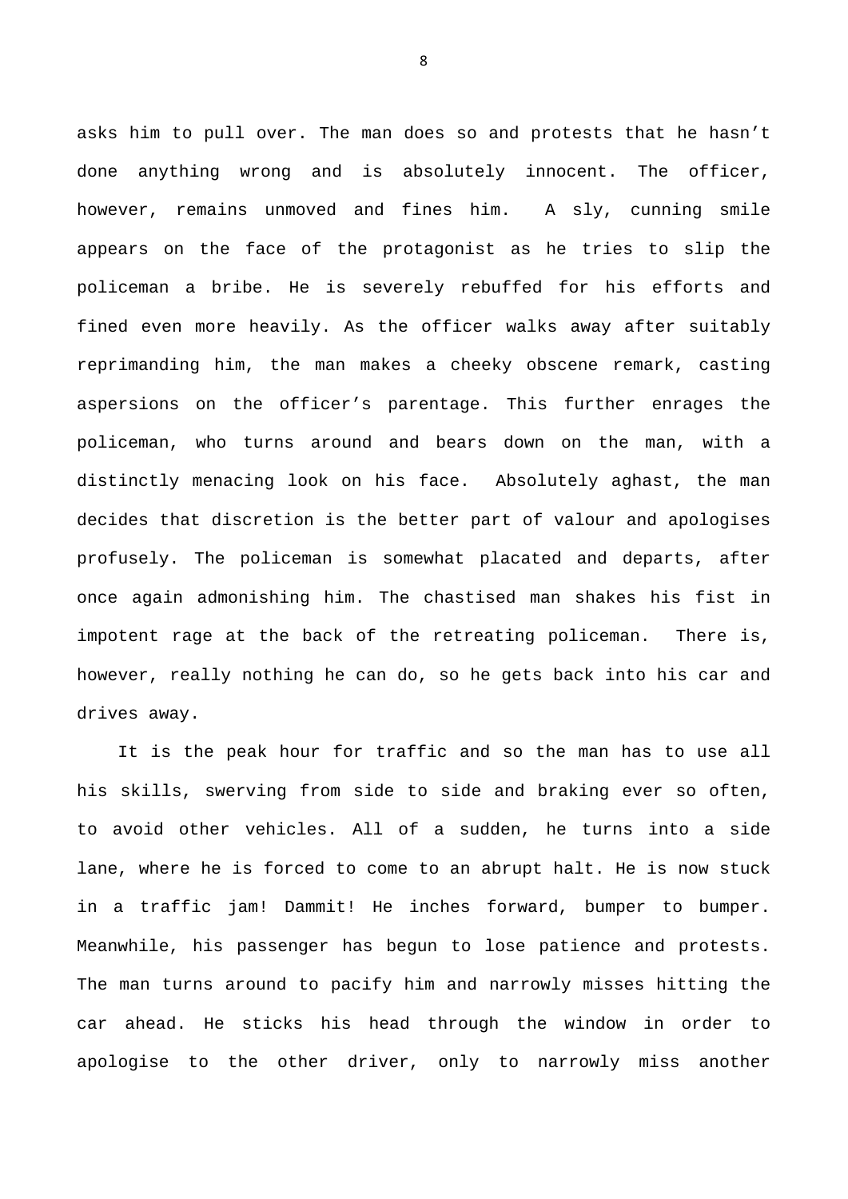asks him to pull over. The man does so and protests that he hasn't done anything wrong and is absolutely innocent. The officer, however, remains unmoved and fines him. A sly, cunning smile appears on the face of the protagonist as he tries to slip the policeman a bribe. He is severely rebuffed for his efforts and fined even more heavily. As the officer walks away after suitably reprimanding him, the man makes a cheeky obscene remark, casting aspersions on the officer's parentage. This further enrages the policeman, who turns around and bears down on the man, with a distinctly menacing look on his face. Absolutely aghast, the man decides that discretion is the better part of valour and apologises profusely. The policeman is somewhat placated and departs, after once again admonishing him. The chastised man shakes his fist in impotent rage at the back of the retreating policeman. There is, however, really nothing he can do, so he gets back into his car and drives away.

It is the peak hour for traffic and so the man has to use all his skills, swerving from side to side and braking ever so often, to avoid other vehicles. All of a sudden, he turns into a side lane, where he is forced to come to an abrupt halt. He is now stuck in a traffic jam! Dammit! He inches forward, bumper to bumper. Meanwhile, his passenger has begun to lose patience and protests. The man turns around to pacify him and narrowly misses hitting the car ahead. He sticks his head through the window in order to apologise to the other driver, only to narrowly miss another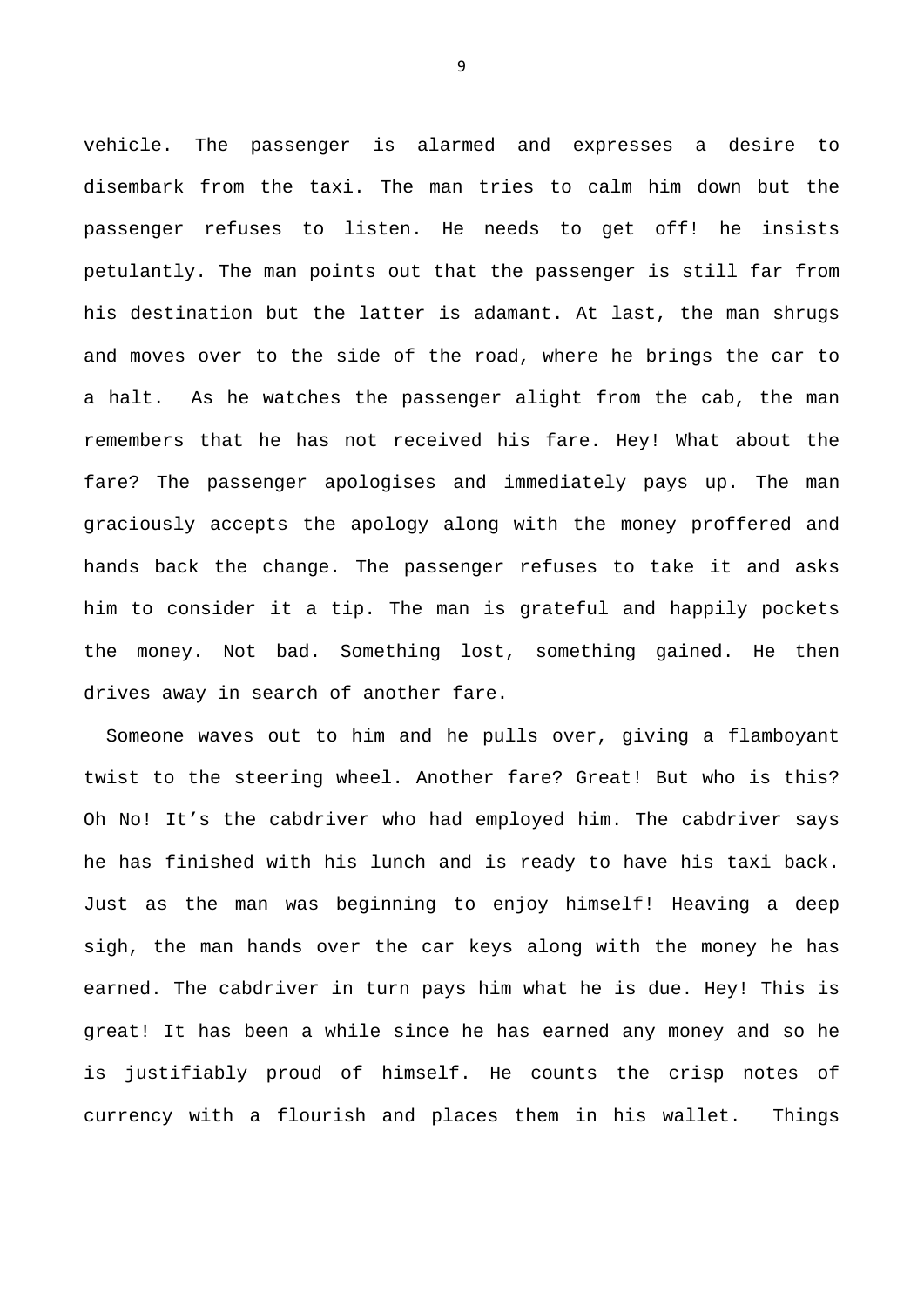vehicle. The passenger is alarmed and expresses a desire to disembark from the taxi. The man tries to calm him down but the passenger refuses to listen. He needs to get off! he insists petulantly. The man points out that the passenger is still far from his destination but the latter is adamant. At last, the man shrugs and moves over to the side of the road, where he brings the car to a halt. As he watches the passenger alight from the cab, the man remembers that he has not received his fare. Hey! What about the fare? The passenger apologises and immediately pays up. The man graciously accepts the apology along with the money proffered and hands back the change. The passenger refuses to take it and asks him to consider it a tip. The man is grateful and happily pockets the money. Not bad. Something lost, something gained. He then drives away in search of another fare.

Someone waves out to him and he pulls over, giving a flamboyant twist to the steering wheel. Another fare? Great! But who is this? Oh No! It's the cabdriver who had employed him. The cabdriver says he has finished with his lunch and is ready to have his taxi back. Just as the man was beginning to enjoy himself! Heaving a deep sigh, the man hands over the car keys along with the money he has earned. The cabdriver in turn pays him what he is due. Hey! This is great! It has been a while since he has earned any money and so he is justifiably proud of himself. He counts the crisp notes of currency with a flourish and places them in his wallet. Things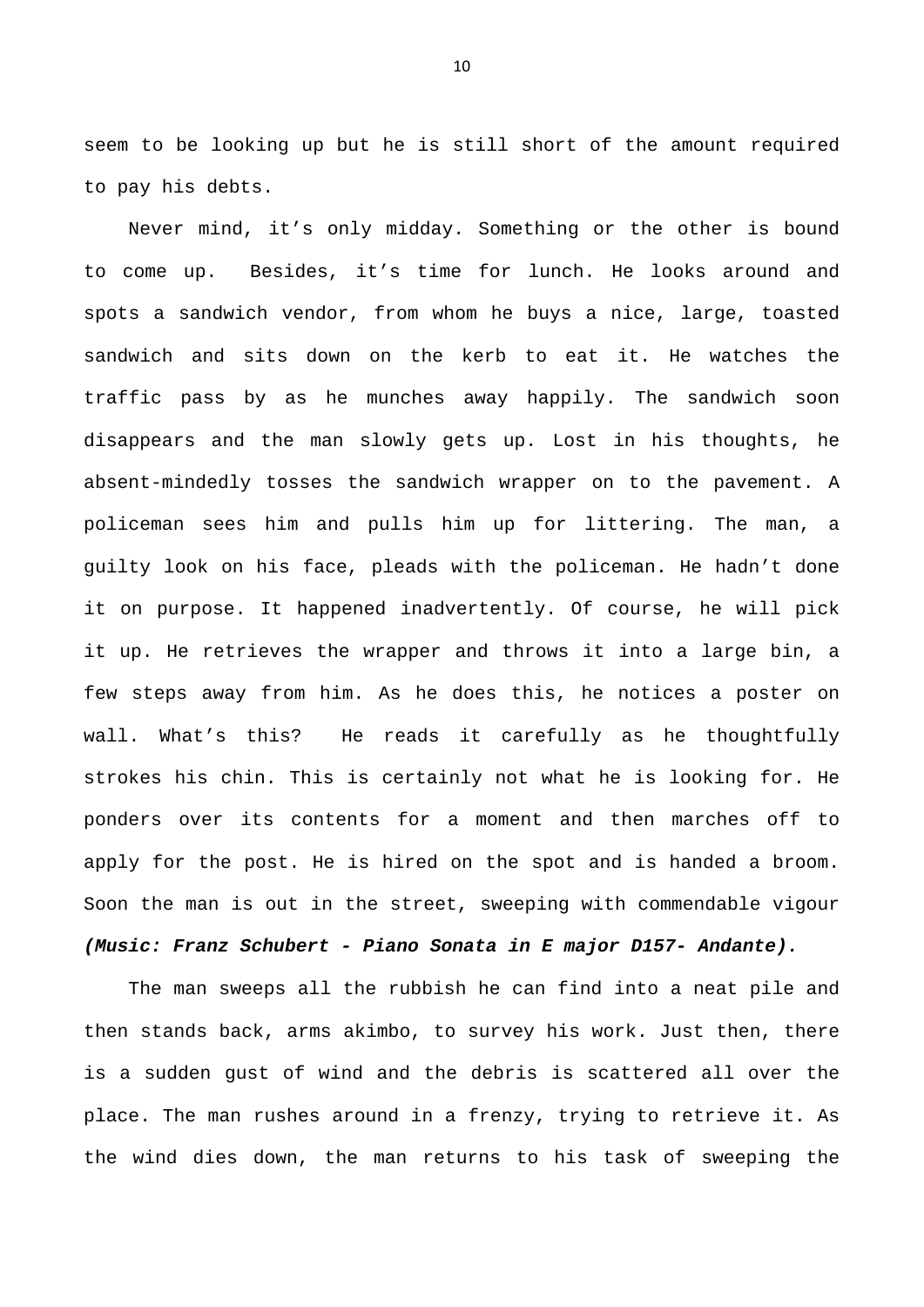seem to be looking up but he is still short of the amount required to pay his debts.

Never mind, it's only midday. Something or the other is bound to come up. Besides, it's time for lunch. He looks around and spots a sandwich vendor, from whom he buys a nice, large, toasted sandwich and sits down on the kerb to eat it. He watches the traffic pass by as he munches away happily. The sandwich soon disappears and the man slowly gets up. Lost in his thoughts, he absent-mindedly tosses the sandwich wrapper on to the pavement. A policeman sees him and pulls him up for littering. The man, a guilty look on his face, pleads with the policeman. He hadn't done it on purpose. It happened inadvertently. Of course, he will pick it up. He retrieves the wrapper and throws it into a large bin, a few steps away from him. As he does this, he notices a poster on wall. What's this? He reads it carefully as he thoughtfully strokes his chin. This is certainly not what he is looking for. He ponders over its contents for a moment and then marches off to apply for the post. He is hired on the spot and is handed a broom. Soon the man is out in the street, sweeping with commendable vigour ***(Music: Franz Schubert - Piano Sonata in E major D157- Andante).***

The man sweeps all the rubbish he can find into a neat pile and then stands back, arms akimbo, to survey his work. Just then, there is a sudden gust of wind and the debris is scattered all over the place. The man rushes around in a frenzy, trying to retrieve it. As the wind dies down, the man returns to his task of sweeping the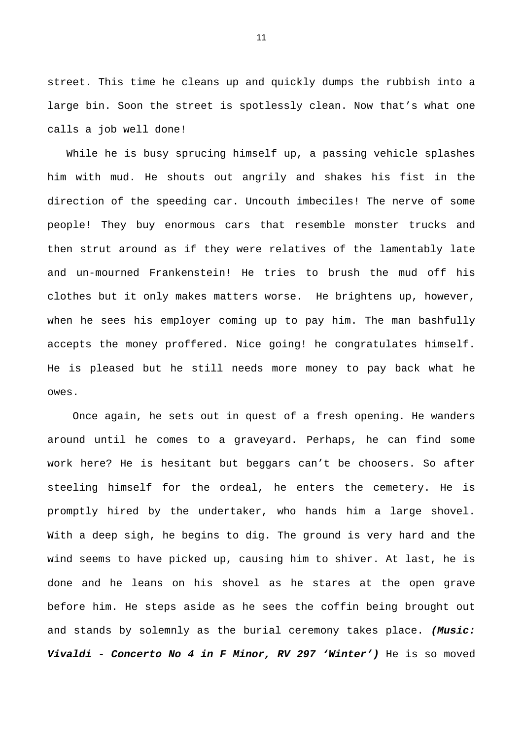street. This time he cleans up and quickly dumps the rubbish into a large bin. Soon the street is spotlessly clean. Now that's what one calls a job well done!

While he is busy sprucing himself up, a passing vehicle splashes him with mud. He shouts out angrily and shakes his fist in the direction of the speeding car. Uncouth imbeciles! The nerve of some people! They buy enormous cars that resemble monster trucks and then strut around as if they were relatives of the lamentably late and un-mourned Frankenstein! He tries to brush the mud off his clothes but it only makes matters worse. He brightens up, however, when he sees his employer coming up to pay him. The man bashfully accepts the money proffered. Nice going! he congratulates himself. He is pleased but he still needs more money to pay back what he owes.

Once again, he sets out in quest of a fresh opening. He wanders around until he comes to a graveyard. Perhaps, he can find some work here? He is hesitant but beggars can't be choosers. So after steeling himself for the ordeal, he enters the cemetery. He is promptly hired by the undertaker, who hands him a large shovel. With a deep sigh, he begins to dig. The ground is very hard and the wind seems to have picked up, causing him to shiver. At last, he is done and he leans on his shovel as he stares at the open grave before him. He steps aside as he sees the coffin being brought out and stands by solemnly as the burial ceremony takes place. ***(Music: Vivaldi - Concerto No 4 in F Minor, RV 297 'Winter')*** He is so moved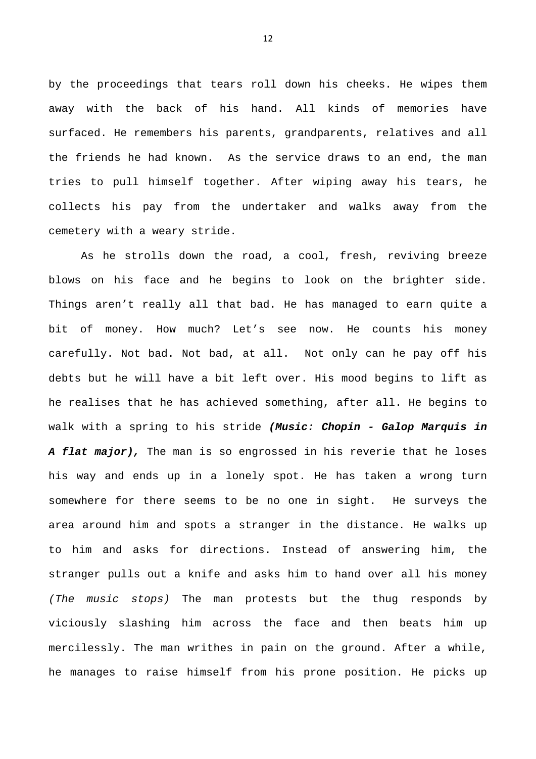by the proceedings that tears roll down his cheeks. He wipes them away with the back of his hand. All kinds of memories have surfaced. He remembers his parents, grandparents, relatives and all the friends he had known. As the service draws to an end, the man tries to pull himself together. After wiping away his tears, he collects his pay from the undertaker and walks away from the cemetery with a weary stride.

As he strolls down the road, a cool, fresh, reviving breeze blows on his face and he begins to look on the brighter side. Things aren't really all that bad. He has managed to earn quite a bit of money. How much? Let's see now. He counts his money carefully. Not bad. Not bad, at all. Not only can he pay off his debts but he will have a bit left over. His mood begins to lift as he realises that he has achieved something, after all. He begins to walk with a spring to his stride ***(Music: Chopin - Galop Marquis in A flat major),*** The man is so engrossed in his reverie that he loses his way and ends up in a lonely spot. He has taken a wrong turn somewhere for there seems to be no one in sight. He surveys the area around him and spots a stranger in the distance. He walks up to him and asks for directions. Instead of answering him, the stranger pulls out a knife and asks him to hand over all his money *(The music stops)* The man protests but the thug responds by viciously slashing him across the face and then beats him up mercilessly. The man writhes in pain on the ground. After a while, he manages to raise himself from his prone position. He picks up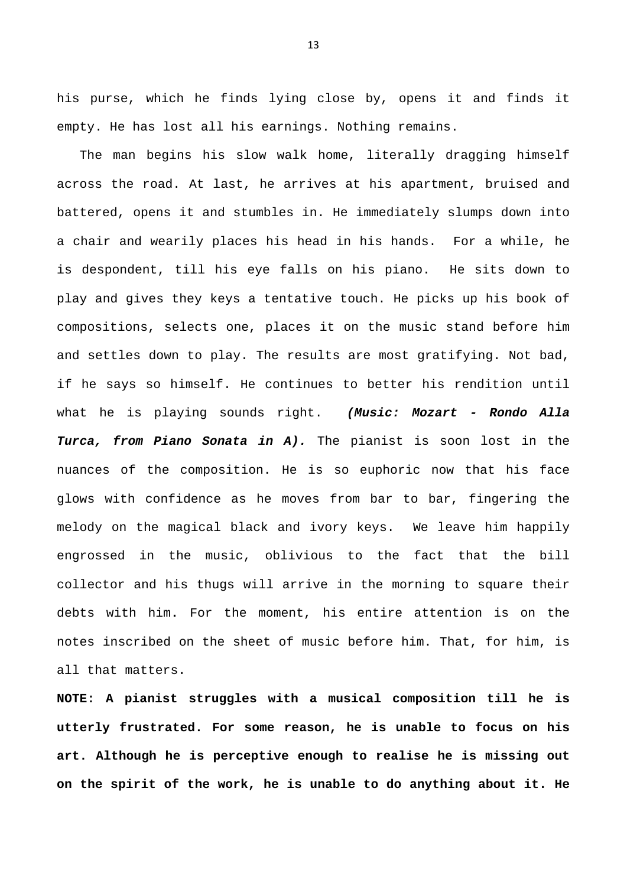his purse, which he finds lying close by, opens it and finds it empty. He has lost all his earnings. Nothing remains.

The man begins his slow walk home, literally dragging himself across the road. At last, he arrives at his apartment, bruised and battered, opens it and stumbles in. He immediately slumps down into a chair and wearily places his head in his hands. For a while, he is despondent, till his eye falls on his piano. He sits down to play and gives they keys a tentative touch. He picks up his book of compositions, selects one, places it on the music stand before him and settles down to play. The results are most gratifying. Not bad, if he says so himself. He continues to better his rendition until what he is playing sounds right. ***(Music: Mozart - Rondo Alla Turca, from Piano Sonata in A).*** The pianist is soon lost in the nuances of the composition. He is so euphoric now that his face glows with confidence as he moves from bar to bar, fingering the melody on the magical black and ivory keys. We leave him happily engrossed in the music, oblivious to the fact that the bill collector and his thugs will arrive in the morning to square their debts with him. For the moment, his entire attention is on the notes inscribed on the sheet of music before him. That, for him, is all that matters.

**NOTE: A pianist struggles with a musical composition till he is utterly frustrated. For some reason, he is unable to focus on his art. Although he is perceptive enough to realise he is missing out on the spirit of the work, he is unable to do anything about it. He**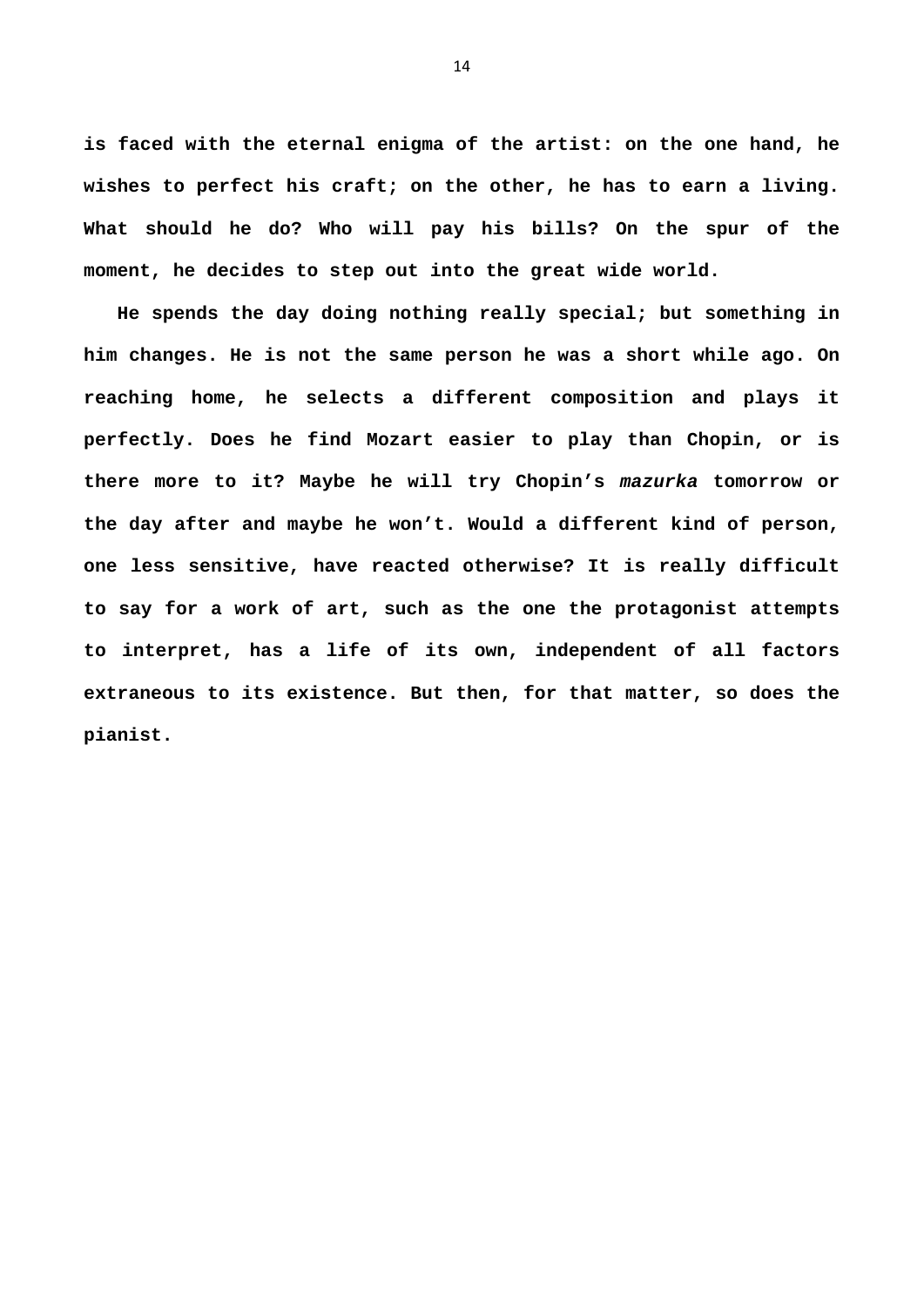**is faced with the eternal enigma of the artist: on the one hand, he wishes to perfect his craft; on the other, he has to earn a living. What should he do? Who will pay his bills? On the spur of the moment, he decides to step out into the great wide world.**

**He spends the day doing nothing really special; but something in him changes. He is not the same person he was a short while ago. On reaching home, he selects a different composition and plays it perfectly. Does he find Mozart easier to play than Chopin, or is there more to it? Maybe he will try Chopin's *mazurka* tomorrow or the day after and maybe he won't. Would a different kind of person, one less sensitive, have reacted otherwise? It is really difficult to say for a work of art, such as the one the protagonist attempts to interpret, has a life of its own, independent of all factors extraneous to its existence. But then, for that matter, so does the pianist.**